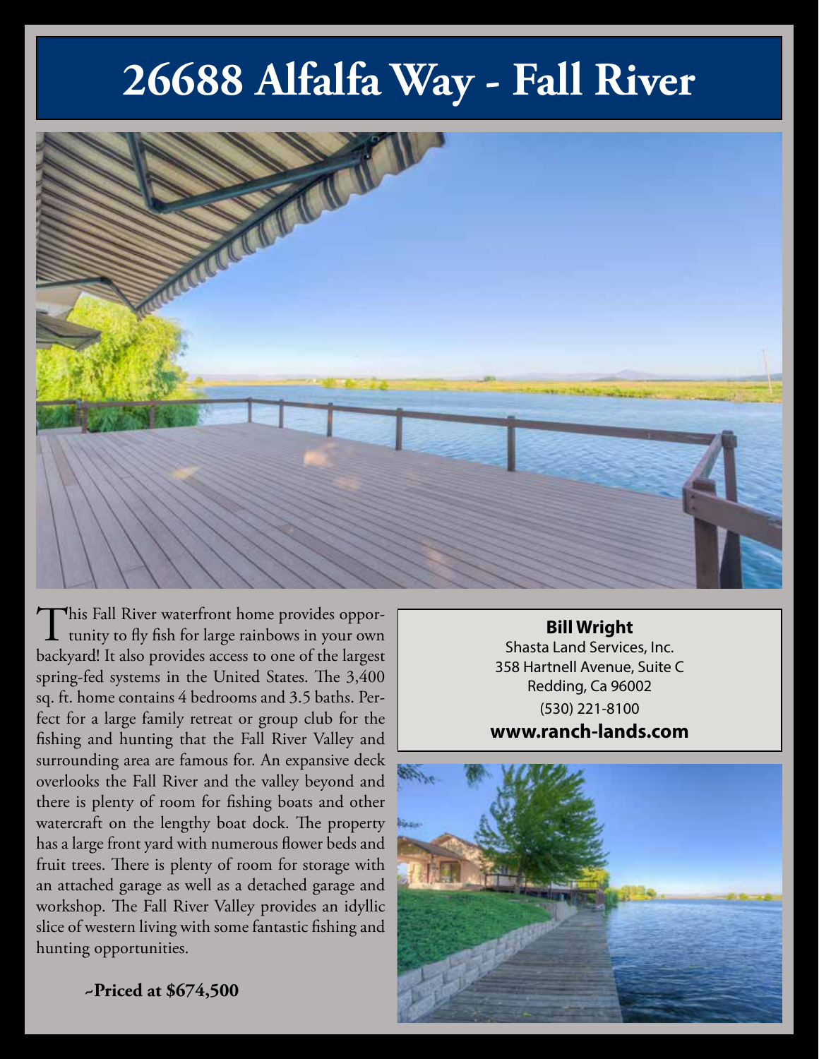# 26688 Alfalfa Way - Fall River

This Fall River waterfront home provides opportunity to fly fish for large rainbows in your own backyard! It also provides access to one of the largest spring-fed systems in the United States. The 3,400 sq. ft. home contains 4 bedrooms and 3.5 baths. Perfect for a large family retreat or group club for the fishing and hunting that the Fall River Valley and surrounding area are famous for. An expansive deck overlooks the Fall River and the valley beyond and there is plenty of room for fishing boats and other watercraft on the lengthy boat dock. The property has a large front yard with numerous flower beds and fruit trees. There is plenty of room for storage with an attached garage as well as a detached garage and workshop. The Fall River Valley provides an idyllic slice of western living with some fantastic fishing and hunting opportunities.

**~Priced at $674,500**

**Bill Wright**
Shasta Land Services, Inc.
358 Hartnell Avenue, Suite C
Redding, Ca 96002
(530) 221-8100
**www.ranch-lands.com**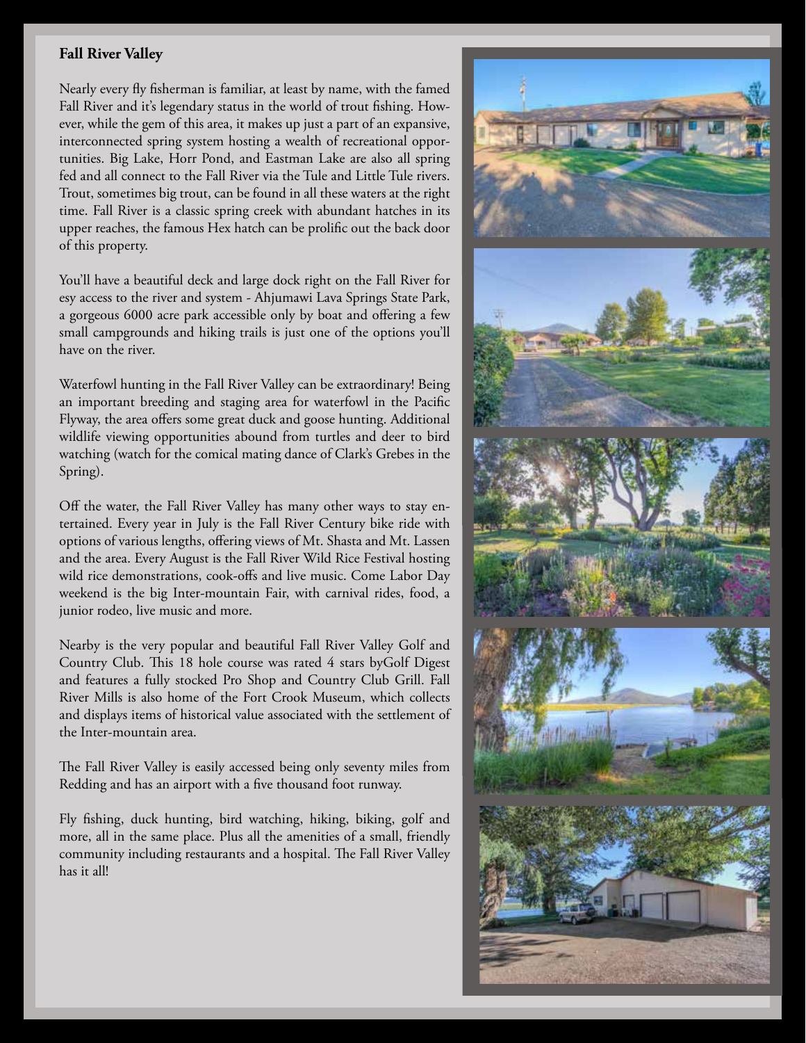## Fall River Valley

Nearly every fly fisherman is familiar, at least by name, with the famed Fall River and it's legendary status in the world of trout fishing. However, while the gem of this area, it makes up just a part of an expansive, interconnected spring system hosting a wealth of recreational opportunities. Big Lake, Horr Pond, and Eastman Lake are also all spring fed and all connect to the Fall River via the Tule and Little Tule rivers. Trout, sometimes big trout, can be found in all these waters at the right time. Fall River is a classic spring creek with abundant hatches in its upper reaches, the famous Hex hatch can be prolific out the back door of this property.

You'll have a beautiful deck and large dock right on the Fall River for esy access to the river and system - Ahjumawi Lava Springs State Park, a gorgeous 6000 acre park accessible only by boat and offering a few small campgrounds and hiking trails is just one of the options you'll have on the river.

Waterfowl hunting in the Fall River Valley can be extraordinary! Being an important breeding and staging area for waterfowl in the Pacific Flyway, the area offers some great duck and goose hunting. Additional wildlife viewing opportunities abound from turtles and deer to bird watching (watch for the comical mating dance of Clark's Grebes in the Spring).

Off the water, the Fall River Valley has many other ways to stay entertained. Every year in July is the Fall River Century bike ride with options of various lengths, offering views of Mt. Shasta and Mt. Lassen and the area. Every August is the Fall River Wild Rice Festival hosting wild rice demonstrations, cook-offs and live music. Come Labor Day weekend is the big Inter-mountain Fair, with carnival rides, food, a junior rodeo, live music and more.

Nearby is the very popular and beautiful Fall River Valley Golf and Country Club. This 18 hole course was rated 4 stars byGolf Digest and features a fully stocked Pro Shop and Country Club Grill. Fall River Mills is also home of the Fort Crook Museum, which collects and displays items of historical value associated with the settlement of the Inter-mountain area.

The Fall River Valley is easily accessed being only seventy miles from Redding and has an airport with a five thousand foot runway.

Fly fishing, duck hunting, bird watching, hiking, biking, golf and more, all in the same place. Plus all the amenities of a small, friendly community including restaurants and a hospital. The Fall River Valley has it all!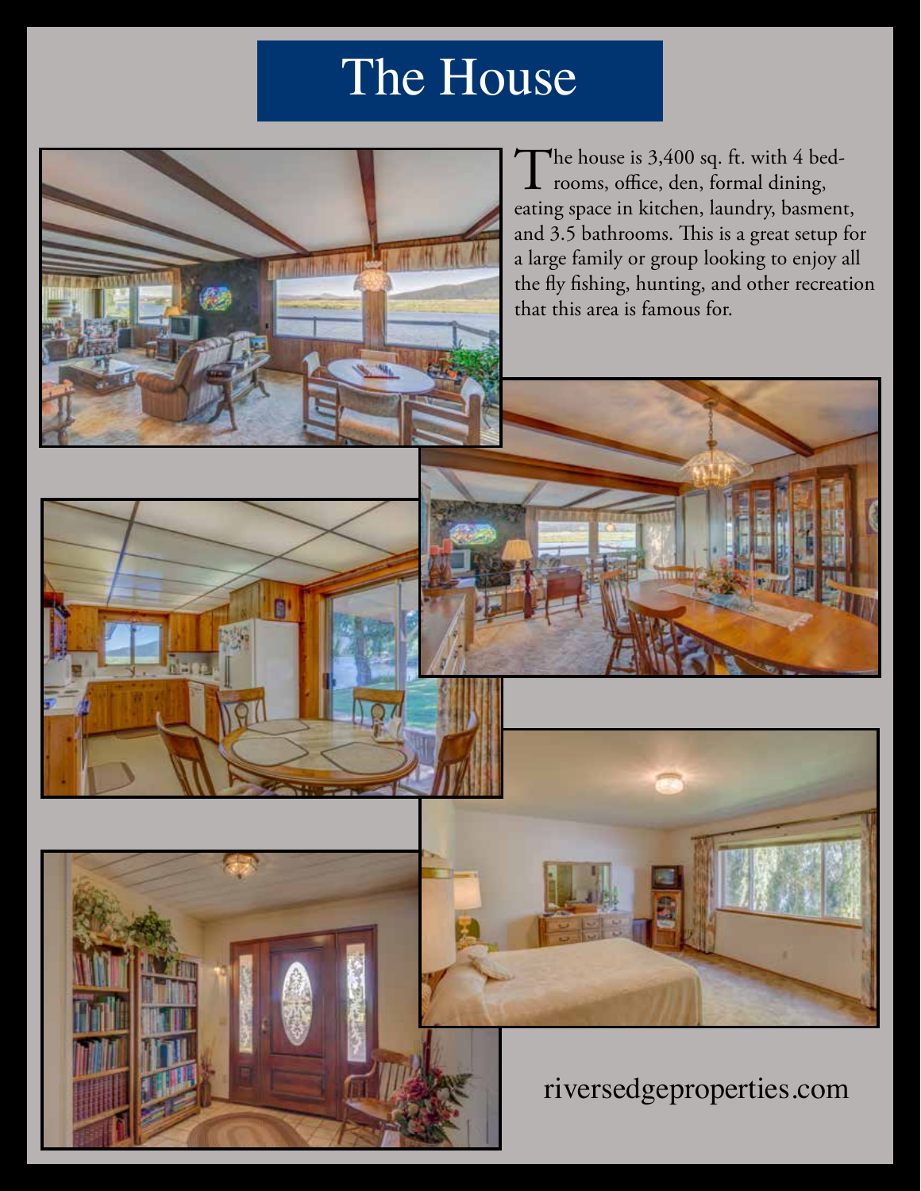# The House

The house is 3,400 sq. ft. with 4 bedrooms, office, den, formal dining, eating space in kitchen, laundry, basment, and 3.5 bathrooms. This is a great setup for a large family or group looking to enjoy all the fly fishing, hunting, and other recreation that this area is famous for.

riversedgeproperties.com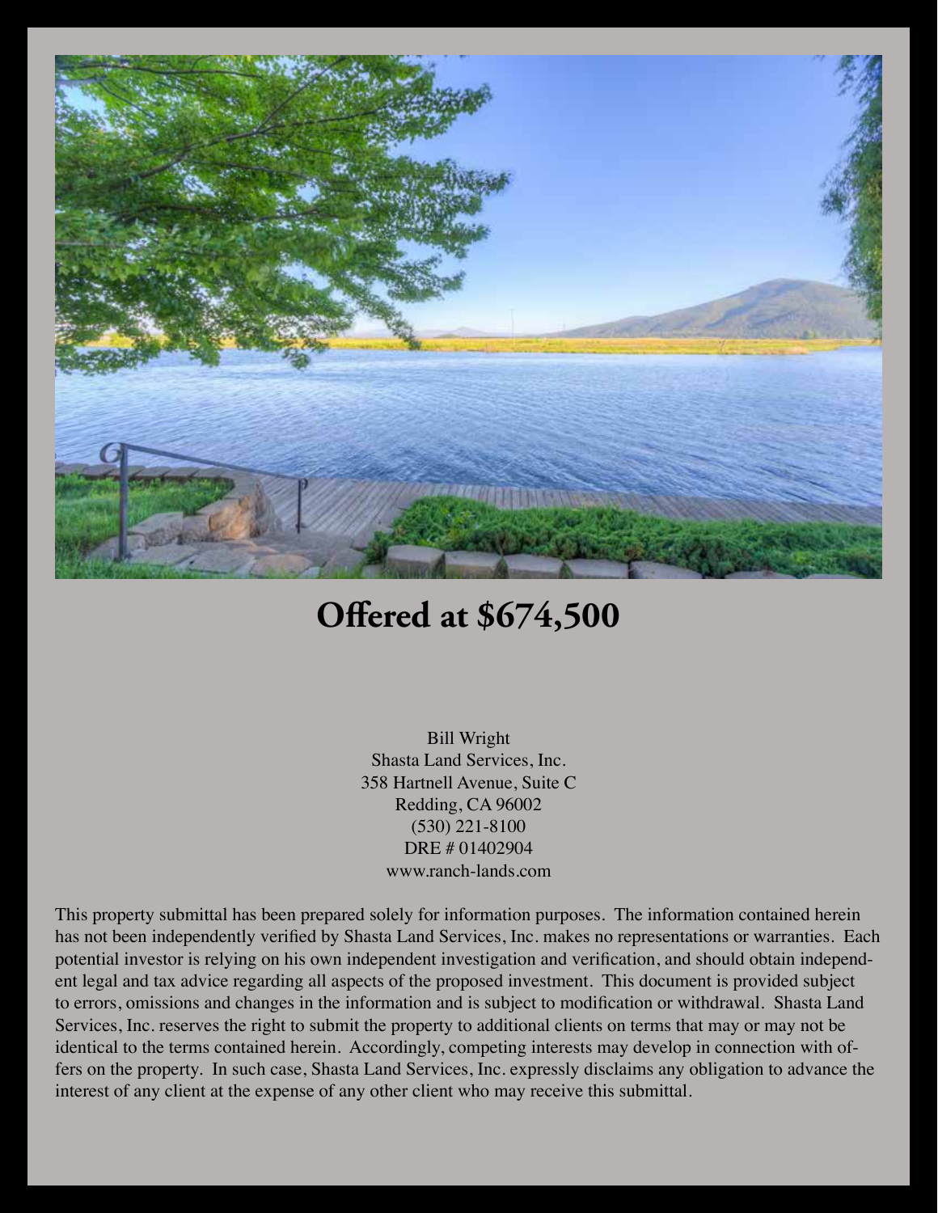# Offered at $674,500

Bill Wright
Shasta Land Services, Inc.
358 Hartnell Avenue, Suite C
Redding, CA 96002
(530) 221-8100
DRE # 01402904
www.ranch-lands.com

This property submittal has been prepared solely for information purposes. The information contained herein has not been independently verified by Shasta Land Services, Inc. makes no representations or warranties. Each potential investor is relying on his own independent investigation and verification, and should obtain independent legal and tax advice regarding all aspects of the proposed investment. This document is provided subject to errors, omissions and changes in the information and is subject to modification or withdrawal. Shasta Land Services, Inc. reserves the right to submit the property to additional clients on terms that may or may not be identical to the terms contained herein. Accordingly, competing interests may develop in connection with offers on the property. In such case, Shasta Land Services, Inc. expressly disclaims any obligation to advance the interest of any client at the expense of any other client who may receive this submittal.